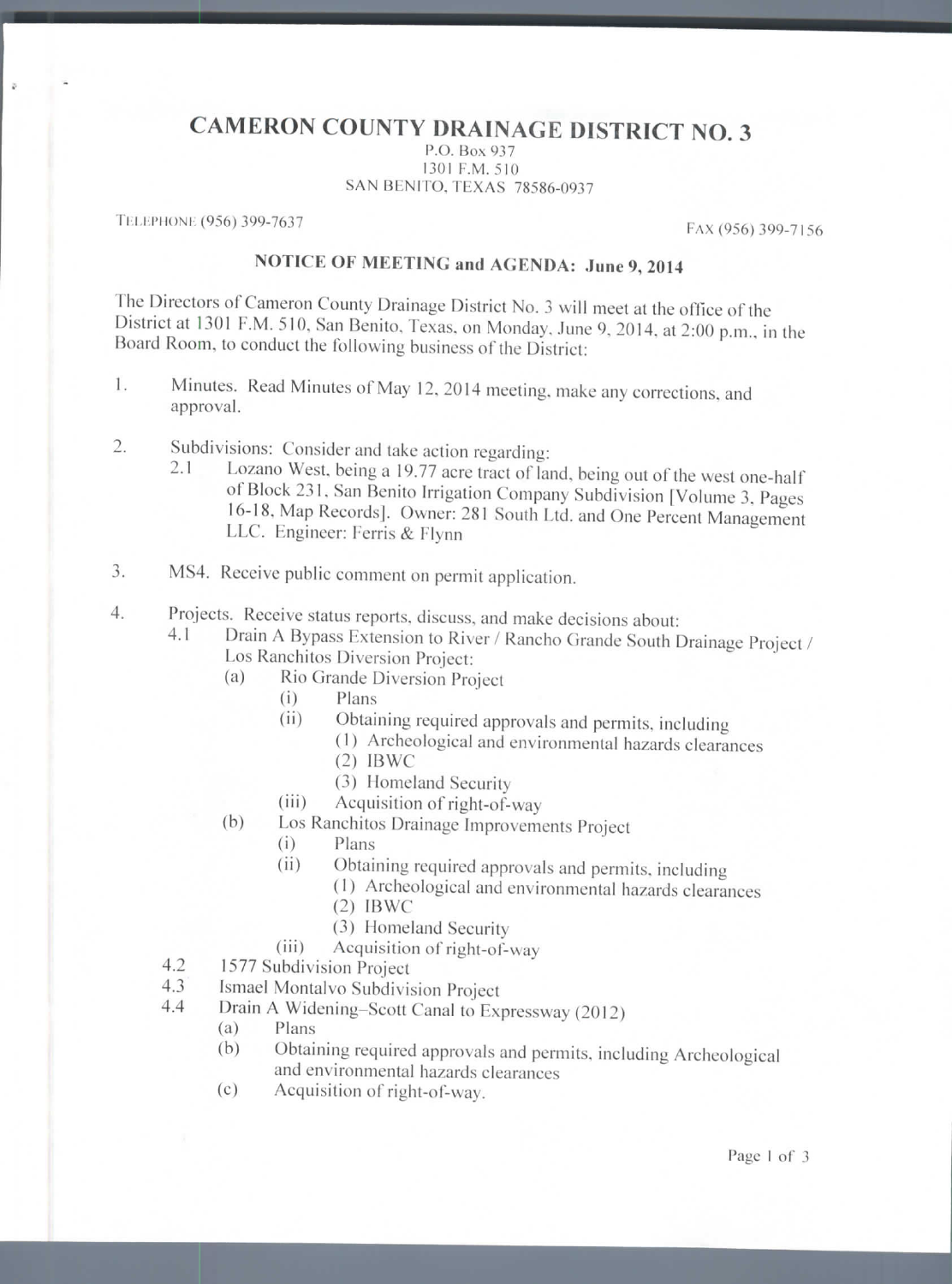# CAMERON COUNTY DRAINAGE DISTRICT NO. 3

P.O. Box 937
1301 F.M. 510
SAN BENITO, TEXAS 78586-0937

TELEPHONE (956) 399-7637

FAX (956) 399-7156

## NOTICE OF MEETING and AGENDA: June 9, 2014

The Directors of Cameron County Drainage District No. 3 will meet at the office of the District at 1301 F.M. 510, San Benito, Texas, on Monday, June 9, 2014, at 2:00 p.m., in the Board Room, to conduct the following business of the District:

1. Minutes. Read Minutes of May 12, 2014 meeting, make any corrections, and approval.

2. Subdivisions: Consider and take action regarding:
   - 2.1 Lozano West, being a 19.77 acre tract of land, being out of the west one-half of Block 231, San Benito Irrigation Company Subdivision [Volume 3, Pages 16-18, Map Records]. Owner: 281 South Ltd. and One Percent Management LLC. Engineer: Ferris & Flynn

3. MS4. Receive public comment on permit application.

4. Projects. Receive status reports, discuss, and make decisions about:
   - 4.1 Drain A Bypass Extension to River / Rancho Grande South Drainage Project / Los Ranchitos Diversion Project:
     - (a) Rio Grande Diversion Project
       - (i) Plans
       - (ii) Obtaining required approvals and permits, including
         - (1) Archeological and environmental hazards clearances
         - (2) IBWC
         - (3) Homeland Security
       - (iii) Acquisition of right-of-way
     - (b) Los Ranchitos Drainage Improvements Project
       - (i) Plans
       - (ii) Obtaining required approvals and permits, including
         - (1) Archeological and environmental hazards clearances
         - (2) IBWC
         - (3) Homeland Security
       - (iii) Acquisition of right-of-way
   - 4.2 1577 Subdivision Project
   - 4.3 Ismael Montalvo Subdivision Project
   - 4.4 Drain A Widening–Scott Canal to Expressway (2012)
     - (a) Plans
     - (b) Obtaining required approvals and permits, including Archeological and environmental hazards clearances
     - (c) Acquisition of right-of-way.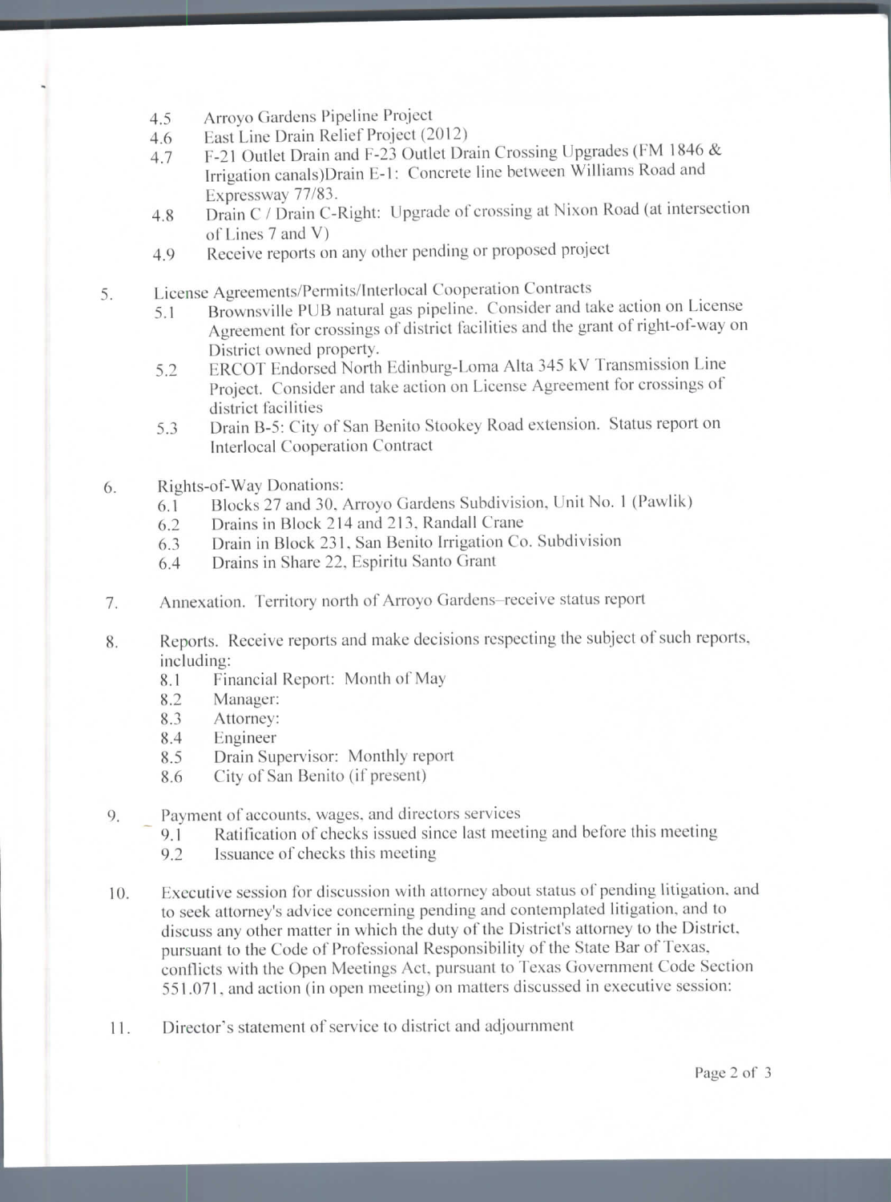4.5 Arroyo Gardens Pipeline Project

4.6 East Line Drain Relief Project (2012)

4.7 F-21 Outlet Drain and F-23 Outlet Drain Crossing Upgrades (FM 1846 & Irrigation canals)Drain E-1: Concrete line between Williams Road and Expressway 77/83.

4.8 Drain C / Drain C-Right: Upgrade of crossing at Nixon Road (at intersection of Lines 7 and V)

4.9 Receive reports on any other pending or proposed project

5. License Agreements/Permits/Interlocal Cooperation Contracts

5.1 Brownsville PUB natural gas pipeline. Consider and take action on License Agreement for crossings of district facilities and the grant of right-of-way on District owned property.

5.2 ERCOT Endorsed North Edinburg-Loma Alta 345 kV Transmission Line Project. Consider and take action on License Agreement for crossings of district facilities

5.3 Drain B-5: City of San Benito Stookey Road extension. Status report on Interlocal Cooperation Contract

6. Rights-of-Way Donations:

6.1 Blocks 27 and 30, Arroyo Gardens Subdivision, Unit No. 1 (Pawlik)

6.2 Drains in Block 214 and 213, Randall Crane

6.3 Drain in Block 231, San Benito Irrigation Co. Subdivision

6.4 Drains in Share 22, Espiritu Santo Grant

7. Annexation. Territory north of Arroyo Gardens–receive status report

8. Reports. Receive reports and make decisions respecting the subject of such reports, including:

8.1 Financial Report: Month of May

8.2 Manager:

8.3 Attorney:

8.4 Engineer

8.5 Drain Supervisor: Monthly report

8.6 City of San Benito (if present)

9. Payment of accounts, wages, and directors services

9.1 Ratification of checks issued since last meeting and before this meeting

9.2 Issuance of checks this meeting

10. Executive session for discussion with attorney about status of pending litigation, and to seek attorney's advice concerning pending and contemplated litigation, and to discuss any other matter in which the duty of the District's attorney to the District, pursuant to the Code of Professional Responsibility of the State Bar of Texas, conflicts with the Open Meetings Act, pursuant to Texas Government Code Section 551.071, and action (in open meeting) on matters discussed in executive session:

11. Director's statement of service to district and adjournment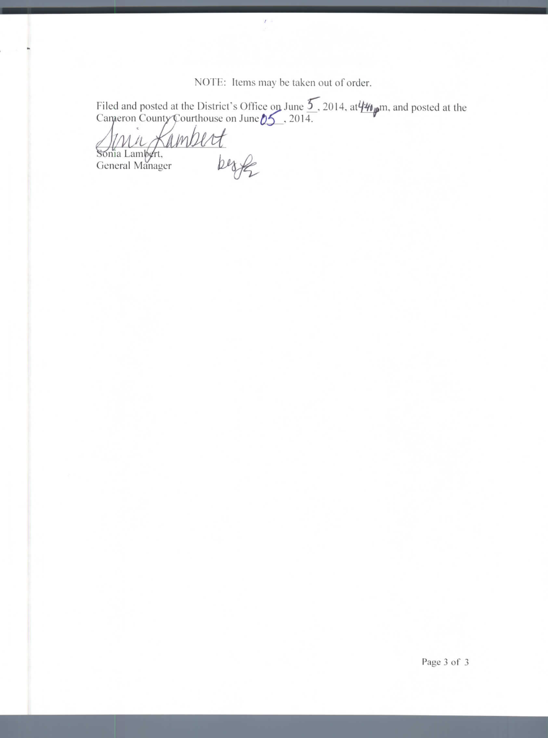NOTE: Items may be taken out of order.

Filed and posted at the District's Office on June 5, 2014, at 4:41 pm, and posted at the Cameron County Courthouse on June 05, 2014.

Sonia Lambert

Sonia Lambert,
General Manager

by [initials]